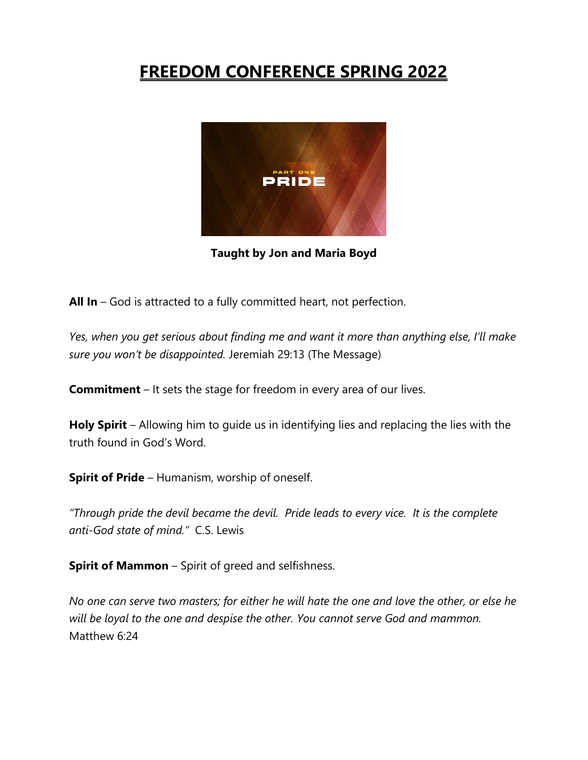# FREEDOM CONFERENCE SPRING 2022

**Taught by Jon and Maria Boyd**

**All In** – God is attracted to a fully committed heart, not perfection.

*Yes, when you get serious about finding me and want it more than anything else, I'll make sure you won't be disappointed.* Jeremiah 29:13 (The Message)

**Commitment** – It sets the stage for freedom in every area of our lives.

**Holy Spirit** – Allowing him to guide us in identifying lies and replacing the lies with the truth found in God's Word.

**Spirit of Pride** – Humanism, worship of oneself.

*"Through pride the devil became the devil. Pride leads to every vice. It is the complete anti-God state of mind."* C.S. Lewis

**Spirit of Mammon** – Spirit of greed and selfishness.

*No one can serve two masters; for either he will hate the one and love the other, or else he will be loyal to the one and despise the other. You cannot serve God and mammon.* Matthew 6:24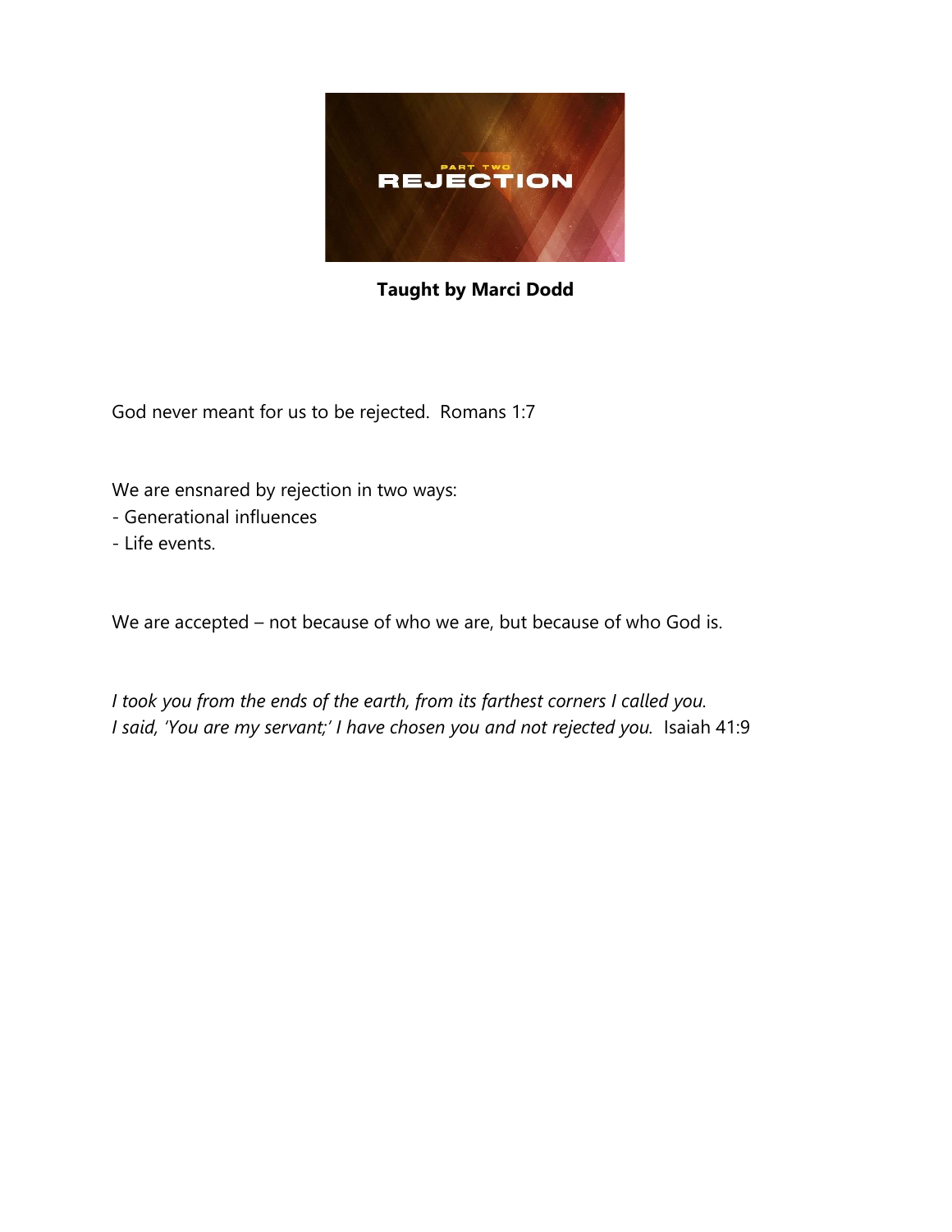PART TWO

# REJECTION

**Taught by Marci Dodd**

God never meant for us to be rejected. Romans 1:7

We are ensnared by rejection in two ways:
- Generational influences
- Life events.

We are accepted – not because of who we are, but because of who God is.

*I took you from the ends of the earth, from its farthest corners I called you.*
*I said, 'You are my servant;' I have chosen you and not rejected you.* Isaiah 41:9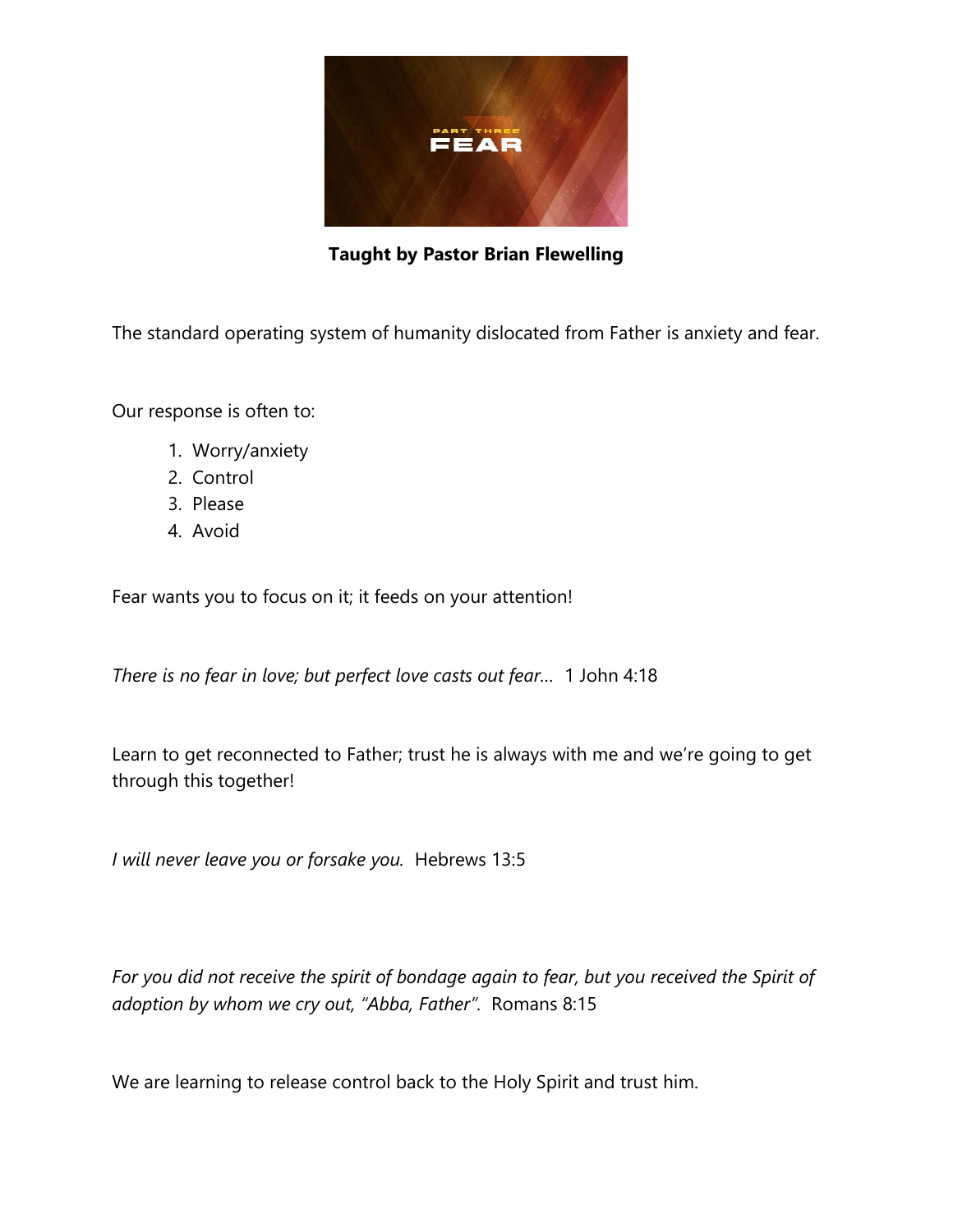**Taught by Pastor Brian Flewelling**

The standard operating system of humanity dislocated from Father is anxiety and fear.

Our response is often to:

1. Worry/anxiety
2. Control
3. Please
4. Avoid

Fear wants you to focus on it; it feeds on your attention!

*There is no fear in love; but perfect love casts out fear…* 1 John 4:18

Learn to get reconnected to Father; trust he is always with me and we're going to get through this together!

*I will never leave you or forsake you.* Hebrews 13:5

*For you did not receive the spirit of bondage again to fear, but you received the Spirit of adoption by whom we cry out, "Abba, Father".* Romans 8:15

We are learning to release control back to the Holy Spirit and trust him.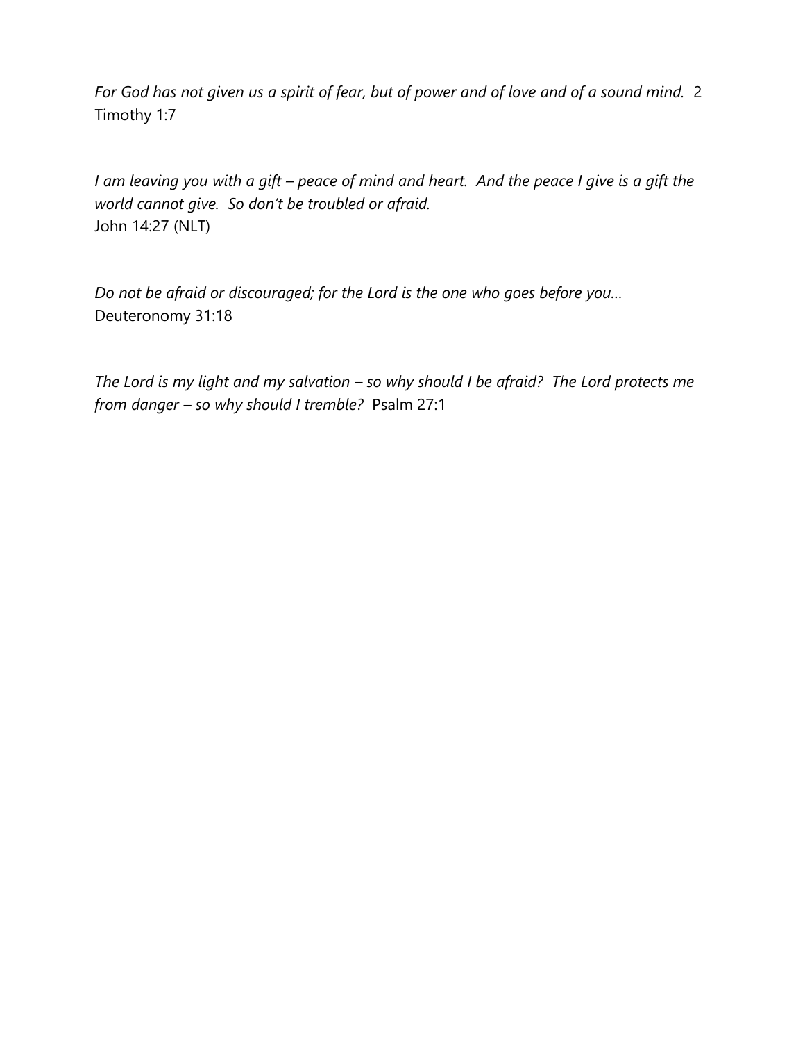*For God has not given us a spirit of fear, but of power and of love and of a sound mind.* 2 Timothy 1:7

*I am leaving you with a gift – peace of mind and heart. And the peace I give is a gift the world cannot give. So don't be troubled or afraid.*
John 14:27 (NLT)

*Do not be afraid or discouraged; for the Lord is the one who goes before you…*
Deuteronomy 31:18

*The Lord is my light and my salvation – so why should I be afraid? The Lord protects me from danger – so why should I tremble?* Psalm 27:1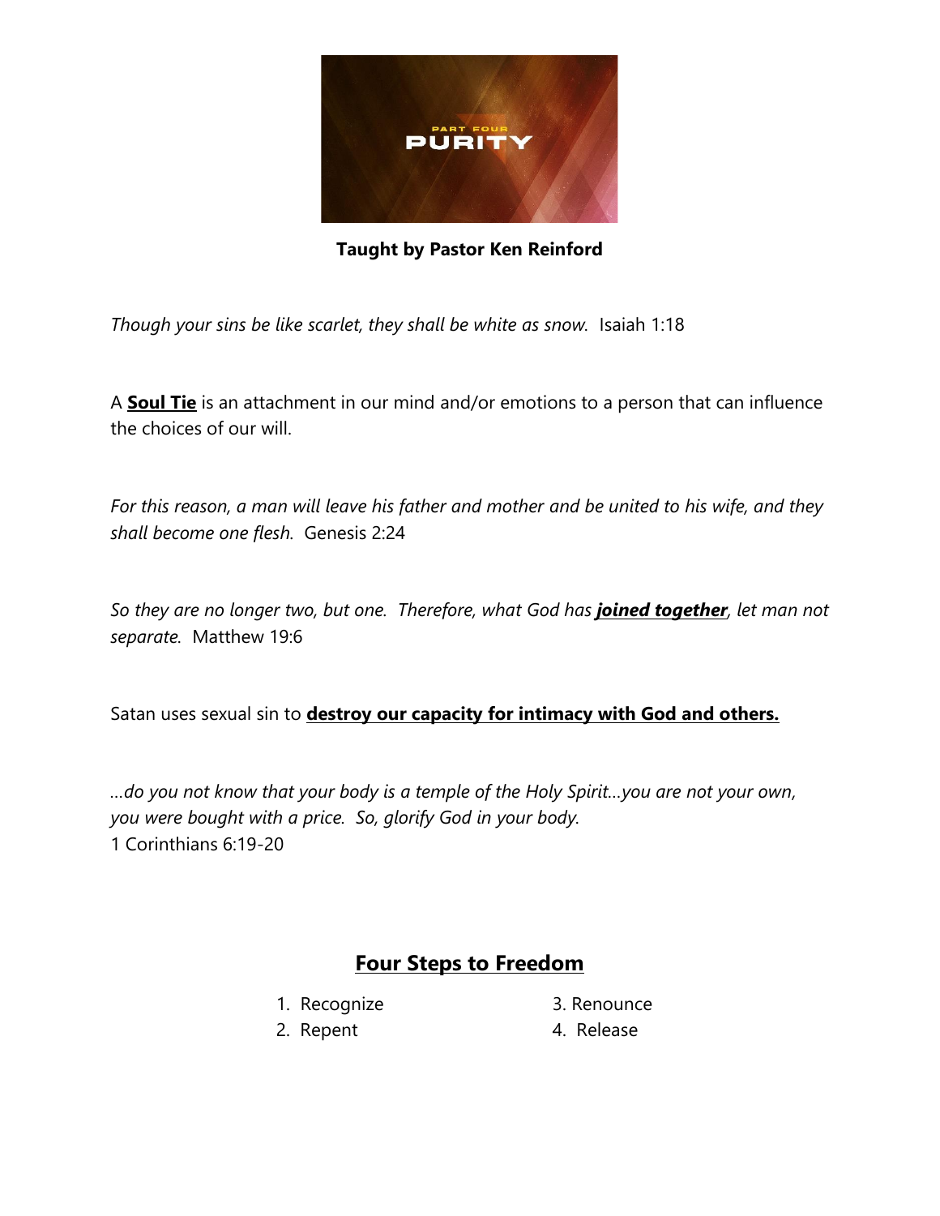**Taught by Pastor Ken Reinford**

*Though your sins be like scarlet, they shall be white as snow.* Isaiah 1:18

A **Soul Tie** is an attachment in our mind and/or emotions to a person that can influence the choices of our will.

*For this reason, a man will leave his father and mother and be united to his wife, and they shall become one flesh.* Genesis 2:24

*So they are no longer two, but one. Therefore, what God has* ***joined together****, let man not separate.* Matthew 19:6

Satan uses sexual sin to **destroy our capacity for intimacy with God and others.**

*…do you not know that your body is a temple of the Holy Spirit…you are not your own, you were bought with a price. So, glorify God in your body.*
1 Corinthians 6:19-20

## Four Steps to Freedom

1. Recognize
2. Repent
3. Renounce
4. Release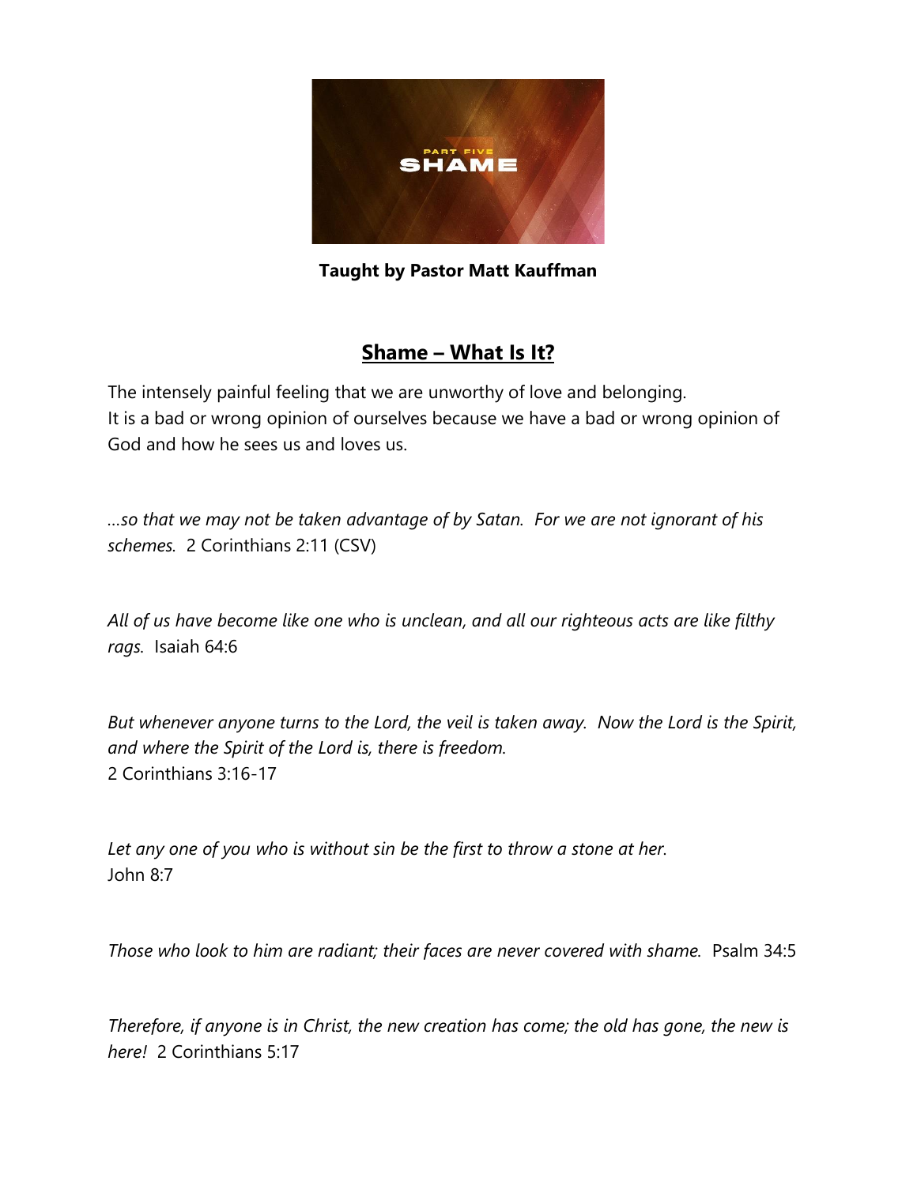**Taught by Pastor Matt Kauffman**

## Shame – What Is It?

The intensely painful feeling that we are unworthy of love and belonging.
It is a bad or wrong opinion of ourselves because we have a bad or wrong opinion of God and how he sees us and loves us.

*…so that we may not be taken advantage of by Satan. For we are not ignorant of his schemes.* 2 Corinthians 2:11 (CSV)

*All of us have become like one who is unclean, and all our righteous acts are like filthy rags.* Isaiah 64:6

*But whenever anyone turns to the Lord, the veil is taken away. Now the Lord is the Spirit, and where the Spirit of the Lord is, there is freedom.*
2 Corinthians 3:16-17

*Let any one of you who is without sin be the first to throw a stone at her.*
John 8:7

*Those who look to him are radiant; their faces are never covered with shame.* Psalm 34:5

*Therefore, if anyone is in Christ, the new creation has come; the old has gone, the new is here!* 2 Corinthians 5:17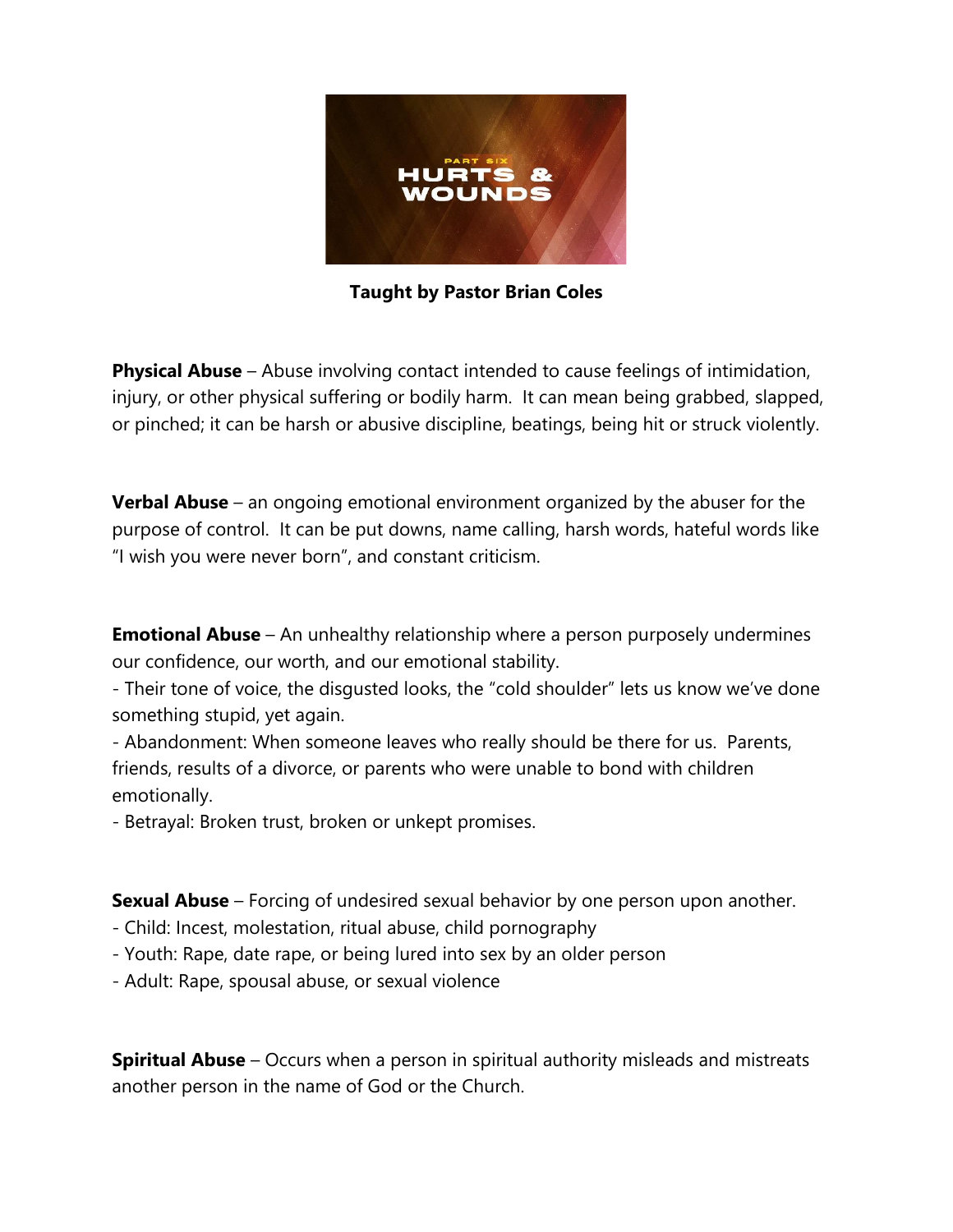PART SIX

HURTS & WOUNDS

**Taught by Pastor Brian Coles**

**Physical Abuse** – Abuse involving contact intended to cause feelings of intimidation, injury, or other physical suffering or bodily harm. It can mean being grabbed, slapped, or pinched; it can be harsh or abusive discipline, beatings, being hit or struck violently.

**Verbal Abuse** – an ongoing emotional environment organized by the abuser for the purpose of control. It can be put downs, name calling, harsh words, hateful words like "I wish you were never born", and constant criticism.

**Emotional Abuse** – An unhealthy relationship where a person purposely undermines our confidence, our worth, and our emotional stability.

- Their tone of voice, the disgusted looks, the "cold shoulder" lets us know we've done something stupid, yet again.
- Abandonment: When someone leaves who really should be there for us. Parents, friends, results of a divorce, or parents who were unable to bond with children emotionally.
- Betrayal: Broken trust, broken or unkept promises.

**Sexual Abuse** – Forcing of undesired sexual behavior by one person upon another.

- Child: Incest, molestation, ritual abuse, child pornography
- Youth: Rape, date rape, or being lured into sex by an older person
- Adult: Rape, spousal abuse, or sexual violence

**Spiritual Abuse** – Occurs when a person in spiritual authority misleads and mistreats another person in the name of God or the Church.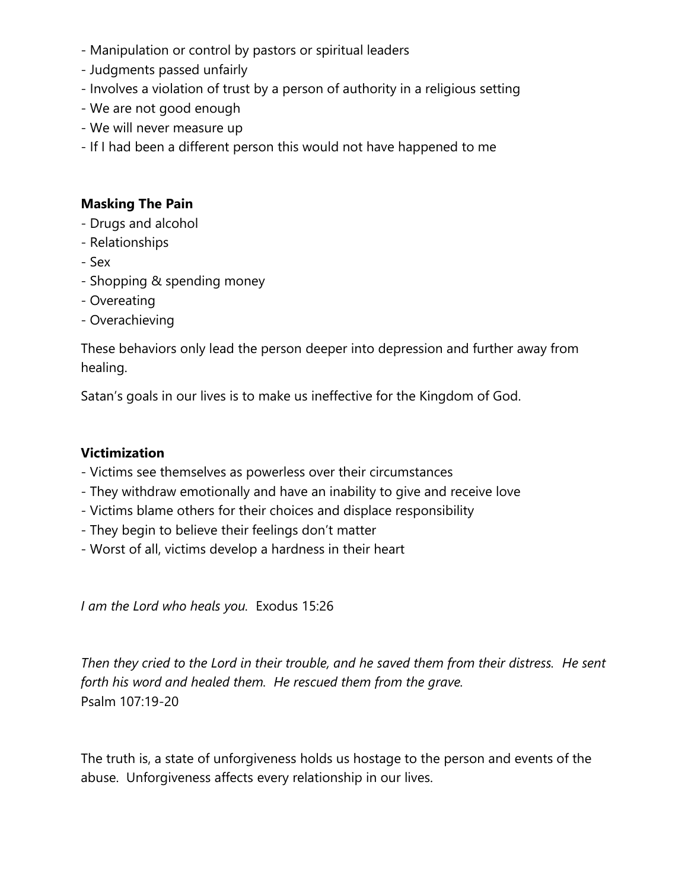- Manipulation or control by pastors or spiritual leaders
- Judgments passed unfairly
- Involves a violation of trust by a person of authority in a religious setting
- We are not good enough
- We will never measure up
- If I had been a different person this would not have happened to me

**Masking The Pain**

- Drugs and alcohol
- Relationships
- Sex
- Shopping & spending money
- Overeating
- Overachieving

These behaviors only lead the person deeper into depression and further away from healing.

Satan's goals in our lives is to make us ineffective for the Kingdom of God.

**Victimization**

- Victims see themselves as powerless over their circumstances
- They withdraw emotionally and have an inability to give and receive love
- Victims blame others for their choices and displace responsibility
- They begin to believe their feelings don't matter
- Worst of all, victims develop a hardness in their heart

*I am the Lord who heals you.* Exodus 15:26

*Then they cried to the Lord in their trouble, and he saved them from their distress. He sent forth his word and healed them. He rescued them from the grave.*
Psalm 107:19-20

The truth is, a state of unforgiveness holds us hostage to the person and events of the abuse. Unforgiveness affects every relationship in our lives.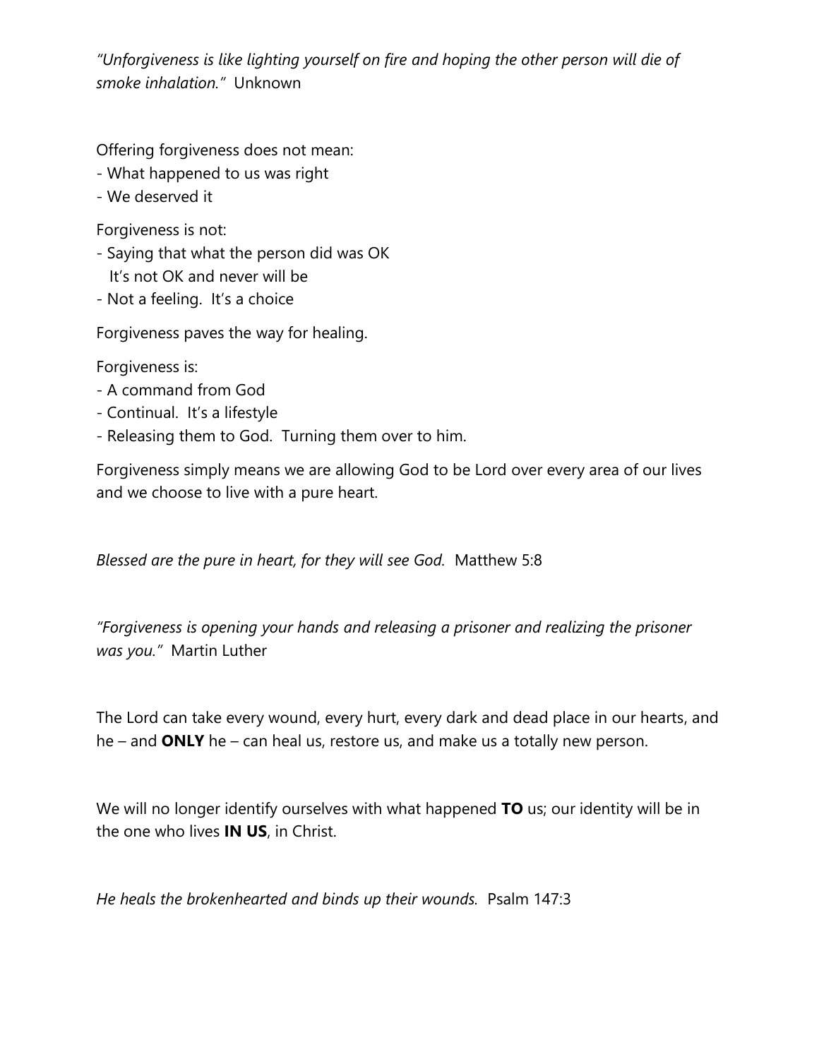*"Unforgiveness is like lighting yourself on fire and hoping the other person will die of smoke inhalation."* Unknown

Offering forgiveness does not mean:

- What happened to us was right
- We deserved it

Forgiveness is not:

- Saying that what the person did was OK
  It's not OK and never will be
- Not a feeling. It's a choice

Forgiveness paves the way for healing.

Forgiveness is:

- A command from God
- Continual. It's a lifestyle
- Releasing them to God. Turning them over to him.

Forgiveness simply means we are allowing God to be Lord over every area of our lives and we choose to live with a pure heart.

*Blessed are the pure in heart, for they will see God.* Matthew 5:8

*"Forgiveness is opening your hands and releasing a prisoner and realizing the prisoner was you."* Martin Luther

The Lord can take every wound, every hurt, every dark and dead place in our hearts, and he – and **ONLY** he – can heal us, restore us, and make us a totally new person.

We will no longer identify ourselves with what happened **TO** us; our identity will be in the one who lives **IN US**, in Christ.

*He heals the brokenhearted and binds up their wounds.* Psalm 147:3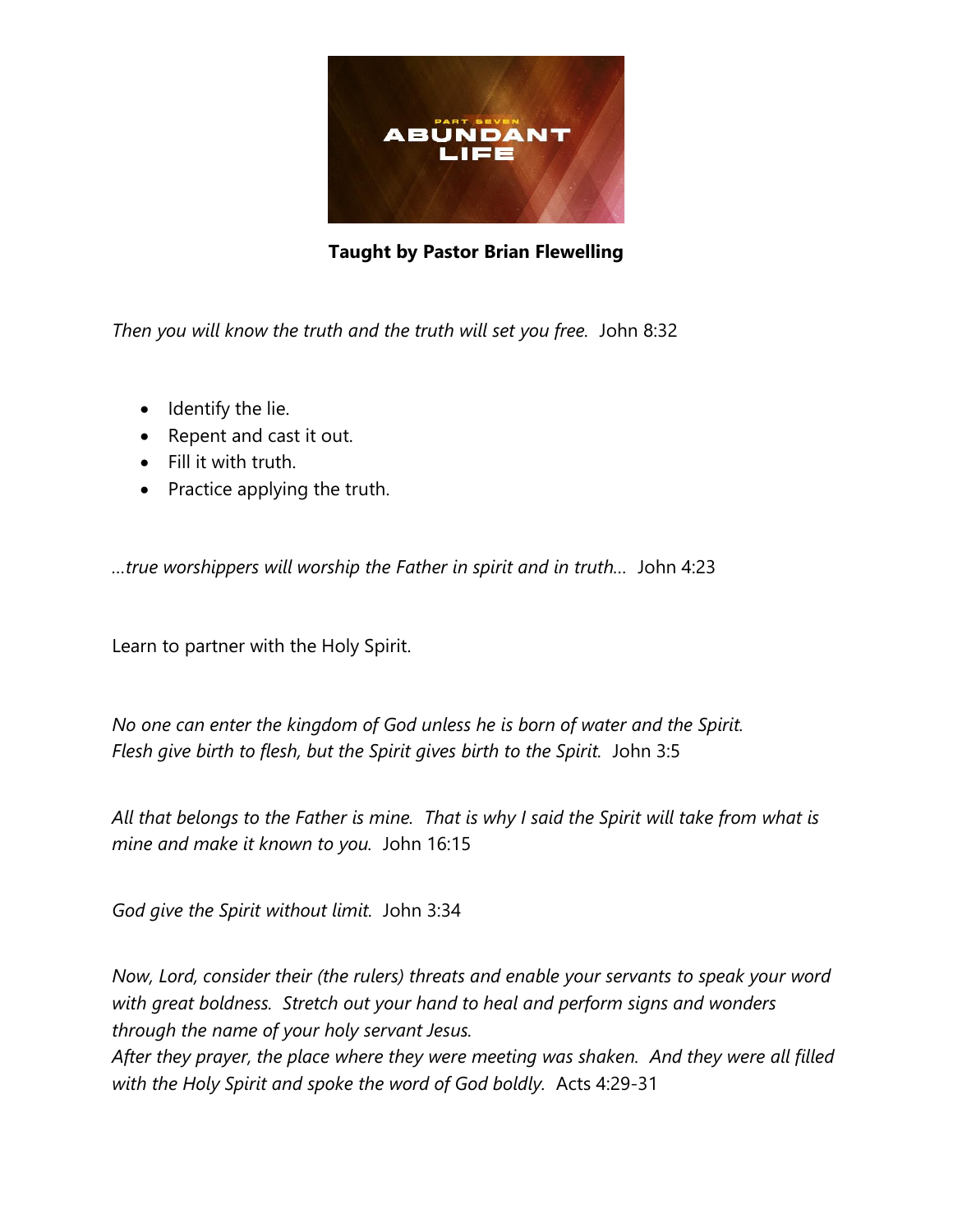PART SEVEN
ABUNDANT LIFE

**Taught by Pastor Brian Flewelling**

*Then you will know the truth and the truth will set you free.* John 8:32

- Identify the lie.
- Repent and cast it out.
- Fill it with truth.
- Practice applying the truth.

*…true worshippers will worship the Father in spirit and in truth…* John 4:23

Learn to partner with the Holy Spirit.

*No one can enter the kingdom of God unless he is born of water and the Spirit.*
*Flesh give birth to flesh, but the Spirit gives birth to the Spirit.* John 3:5

*All that belongs to the Father is mine. That is why I said the Spirit will take from what is mine and make it known to you.* John 16:15

*God give the Spirit without limit.* John 3:34

*Now, Lord, consider their (the rulers) threats and enable your servants to speak your word with great boldness. Stretch out your hand to heal and perform signs and wonders through the name of your holy servant Jesus.*
*After they prayer, the place where they were meeting was shaken. And they were all filled with the Holy Spirit and spoke the word of God boldly.* Acts 4:29-31